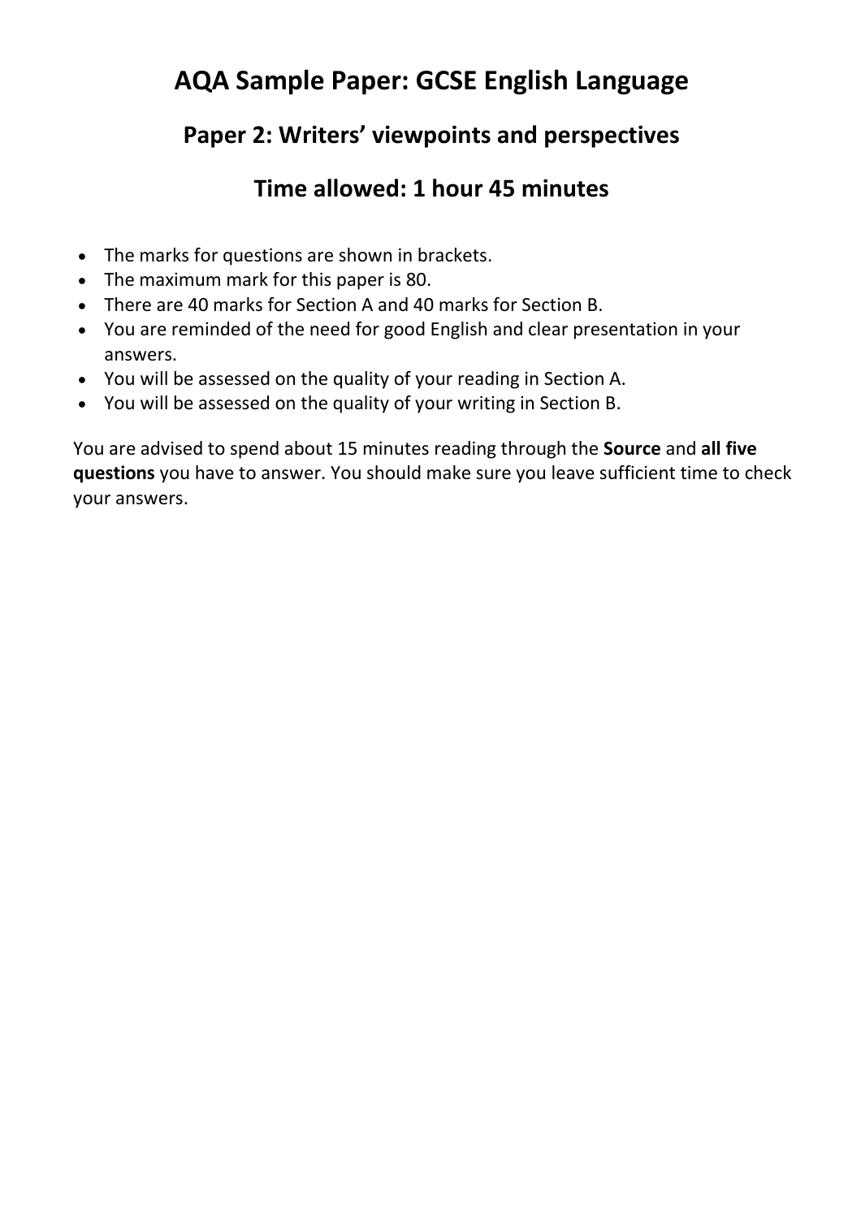# AQA Sample Paper: GCSE English Language

## Paper 2: Writers' viewpoints and perspectives

## Time allowed: 1 hour 45 minutes

- The marks for questions are shown in brackets.
- The maximum mark for this paper is 80.
- There are 40 marks for Section A and 40 marks for Section B.
- You are reminded of the need for good English and clear presentation in your answers.
- You will be assessed on the quality of your reading in Section A.
- You will be assessed on the quality of your writing in Section B.

You are advised to spend about 15 minutes reading through the **Source** and **all five questions** you have to answer. You should make sure you leave sufficient time to check your answers.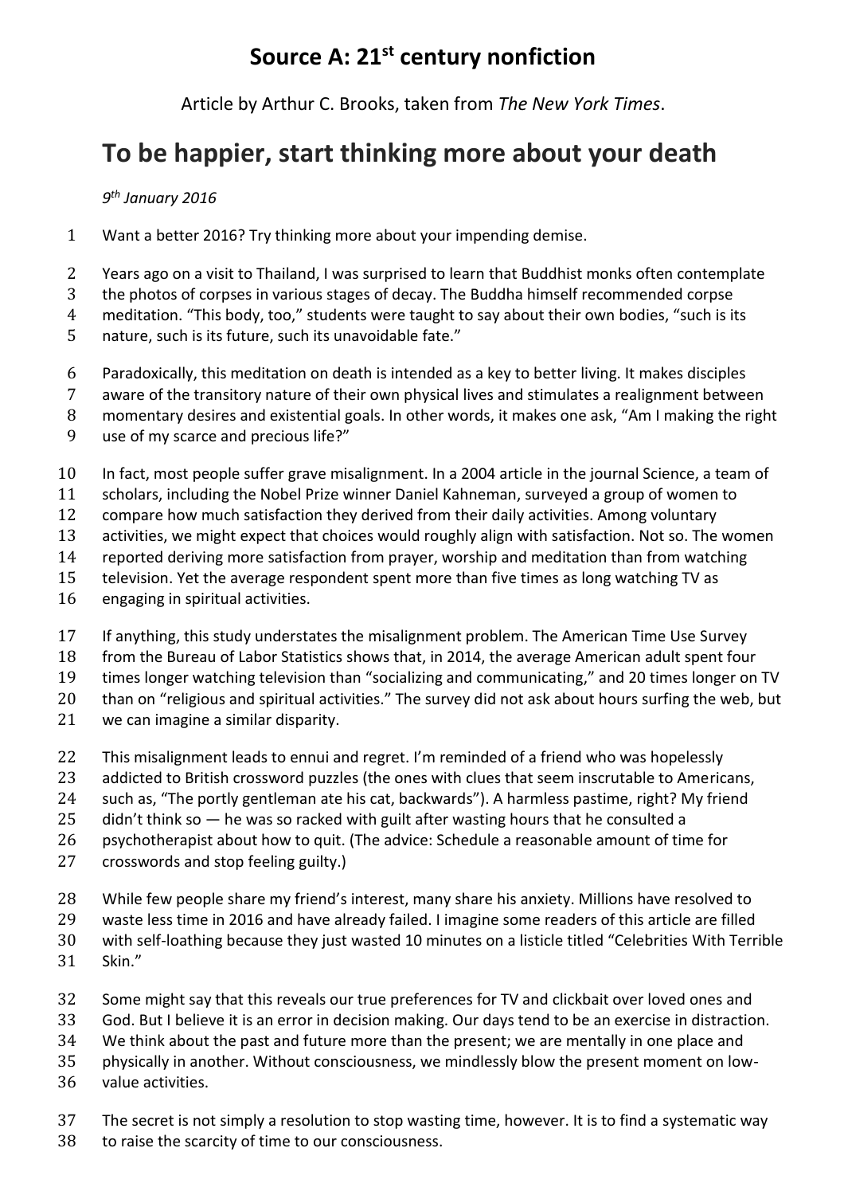## Source A: 21st century nonfiction

Article by Arthur C. Brooks, taken from *The New York Times*.

# To be happier, start thinking more about your death

*9th January 2016*

1 Want a better 2016? Try thinking more about your impending demise.

2 Years ago on a visit to Thailand, I was surprised to learn that Buddhist monks often contemplate
3 the photos of corpses in various stages of decay. The Buddha himself recommended corpse
4 meditation. "This body, too," students were taught to say about their own bodies, "such is its
5 nature, such is its future, such its unavoidable fate."

6 Paradoxically, this meditation on death is intended as a key to better living. It makes disciples
7 aware of the transitory nature of their own physical lives and stimulates a realignment between
8 momentary desires and existential goals. In other words, it makes one ask, "Am I making the right
9 use of my scarce and precious life?"

10 In fact, most people suffer grave misalignment. In a 2004 article in the journal Science, a team of
11 scholars, including the Nobel Prize winner Daniel Kahneman, surveyed a group of women to
12 compare how much satisfaction they derived from their daily activities. Among voluntary
13 activities, we might expect that choices would roughly align with satisfaction. Not so. The women
14 reported deriving more satisfaction from prayer, worship and meditation than from watching
15 television. Yet the average respondent spent more than five times as long watching TV as
16 engaging in spiritual activities.

17 If anything, this study understates the misalignment problem. The American Time Use Survey
18 from the Bureau of Labor Statistics shows that, in 2014, the average American adult spent four
19 times longer watching television than "socializing and communicating," and 20 times longer on TV
20 than on "religious and spiritual activities." The survey did not ask about hours surfing the web, but
21 we can imagine a similar disparity.

22 This misalignment leads to ennui and regret. I'm reminded of a friend who was hopelessly
23 addicted to British crossword puzzles (the ones with clues that seem inscrutable to Americans,
24 such as, "The portly gentleman ate his cat, backwards"). A harmless pastime, right? My friend
25 didn't think so — he was so racked with guilt after wasting hours that he consulted a
26 psychotherapist about how to quit. (The advice: Schedule a reasonable amount of time for
27 crosswords and stop feeling guilty.)

28 While few people share my friend's interest, many share his anxiety. Millions have resolved to
29 waste less time in 2016 and have already failed. I imagine some readers of this article are filled
30 with self-loathing because they just wasted 10 minutes on a listicle titled "Celebrities With Terrible
31 Skin."

32 Some might say that this reveals our true preferences for TV and clickbait over loved ones and
33 God. But I believe it is an error in decision making. Our days tend to be an exercise in distraction.
34 We think about the past and future more than the present; we are mentally in one place and
35 physically in another. Without consciousness, we mindlessly blow the present moment on low-
36 value activities.

37 The secret is not simply a resolution to stop wasting time, however. It is to find a systematic way
38 to raise the scarcity of time to our consciousness.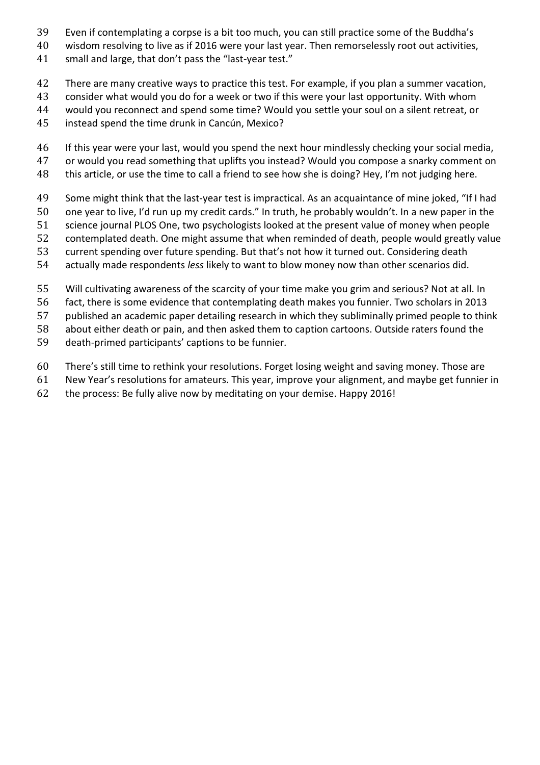Even if contemplating a corpse is a bit too much, you can still practice some of the Buddha's wisdom resolving to live as if 2016 were your last year. Then remorselessly root out activities, small and large, that don't pass the "last-year test."

There are many creative ways to practice this test. For example, if you plan a summer vacation, consider what would you do for a week or two if this were your last opportunity. With whom would you reconnect and spend some time? Would you settle your soul on a silent retreat, or instead spend the time drunk in Cancún, Mexico?

If this year were your last, would you spend the next hour mindlessly checking your social media, or would you read something that uplifts you instead? Would you compose a snarky comment on this article, or use the time to call a friend to see how she is doing? Hey, I'm not judging here.

Some might think that the last-year test is impractical. As an acquaintance of mine joked, "If I had one year to live, I'd run up my credit cards." In truth, he probably wouldn't. In a new paper in the science journal PLOS One, two psychologists looked at the present value of money when people contemplated death. One might assume that when reminded of death, people would greatly value current spending over future spending. But that's not how it turned out. Considering death actually made respondents *less* likely to want to blow money now than other scenarios did.

Will cultivating awareness of the scarcity of your time make you grim and serious? Not at all. In fact, there is some evidence that contemplating death makes you funnier. Two scholars in 2013 published an academic paper detailing research in which they subliminally primed people to think about either death or pain, and then asked them to caption cartoons. Outside raters found the death-primed participants' captions to be funnier.

There's still time to rethink your resolutions. Forget losing weight and saving money. Those are New Year's resolutions for amateurs. This year, improve your alignment, and maybe get funnier in the process: Be fully alive now by meditating on your demise. Happy 2016!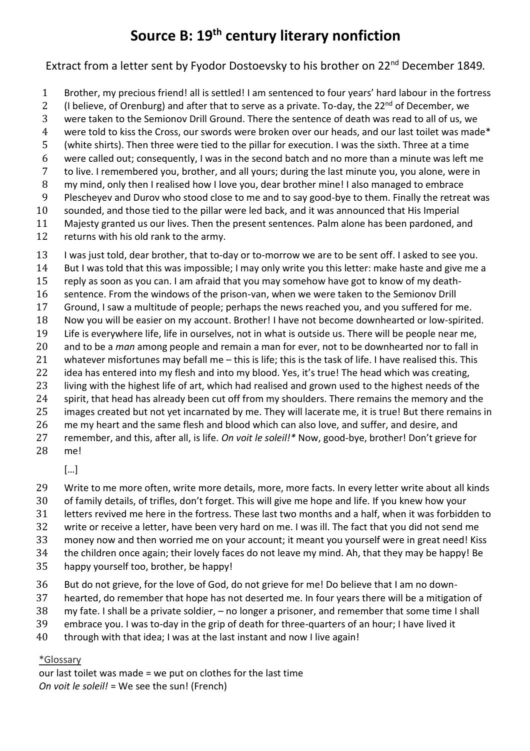# Source B: 19th century literary nonfiction

Extract from a letter sent by Fyodor Dostoevsky to his brother on 22nd December 1849.

1 Brother, my precious friend! all is settled! I am sentenced to four years' hard labour in the fortress
2 (I believe, of Orenburg) and after that to serve as a private. To-day, the 22nd of December, we
3 were taken to the Semionov Drill Ground. There the sentence of death was read to all of us, we
4 were told to kiss the Cross, our swords were broken over our heads, and our last toilet was made*
5 (white shirts). Then three were tied to the pillar for execution. I was the sixth. Three at a time
6 were called out; consequently, I was in the second batch and no more than a minute was left me
7 to live. I remembered you, brother, and all yours; during the last minute you, you alone, were in
8 my mind, only then I realised how I love you, dear brother mine! I also managed to embrace
9 Plescheyev and Durov who stood close to me and to say good-bye to them. Finally the retreat was
10 sounded, and those tied to the pillar were led back, and it was announced that His Imperial
11 Majesty granted us our lives. Then the present sentences. Palm alone has been pardoned, and
12 returns with his old rank to the army.

13 I was just told, dear brother, that to-day or to-morrow we are to be sent off. I asked to see you.
14 But I was told that this was impossible; I may only write you this letter: make haste and give me a
15 reply as soon as you can. I am afraid that you may somehow have got to know of my death-
16 sentence. From the windows of the prison-van, when we were taken to the Semionov Drill
17 Ground, I saw a multitude of people; perhaps the news reached you, and you suffered for me.
18 Now you will be easier on my account. Brother! I have not become downhearted or low-spirited.
19 Life is everywhere life, life in ourselves, not in what is outside us. There will be people near me,
20 and to be a *man* among people and remain a man for ever, not to be downhearted nor to fall in
21 whatever misfortunes may befall me – this is life; this is the task of life. I have realised this. This
22 idea has entered into my flesh and into my blood. Yes, it's true! The head which was creating,
23 living with the highest life of art, which had realised and grown used to the highest needs of the
24 spirit, that head has already been cut off from my shoulders. There remains the memory and the
25 images created but not yet incarnated by me. They will lacerate me, it is true! But there remains in
26 me my heart and the same flesh and blood which can also love, and suffer, and desire, and
27 remember, and this, after all, is life. *On voit le soleil!** Now, good-bye, brother! Don't grieve for
28 me!

[…]

29 Write to me more often, write more details, more, more facts. In every letter write about all kinds
30 of family details, of trifles, don't forget. This will give me hope and life. If you knew how your
31 letters revived me here in the fortress. These last two months and a half, when it was forbidden to
32 write or receive a letter, have been very hard on me. I was ill. The fact that you did not send me
33 money now and then worried me on your account; it meant you yourself were in great need! Kiss
34 the children once again; their lovely faces do not leave my mind. Ah, that they may be happy! Be
35 happy yourself too, brother, be happy!

36 But do not grieve, for the love of God, do not grieve for me! Do believe that I am no down-
37 hearted, do remember that hope has not deserted me. In four years there will be a mitigation of
38 my fate. I shall be a private soldier, – no longer a prisoner, and remember that some time I shall
39 embrace you. I was to-day in the grip of death for three-quarters of an hour; I have lived it
40 through with that idea; I was at the last instant and now I live again!

*Glossary*

our last toilet was made = we put on clothes for the last time
*On voit le soleil!* = We see the sun! (French)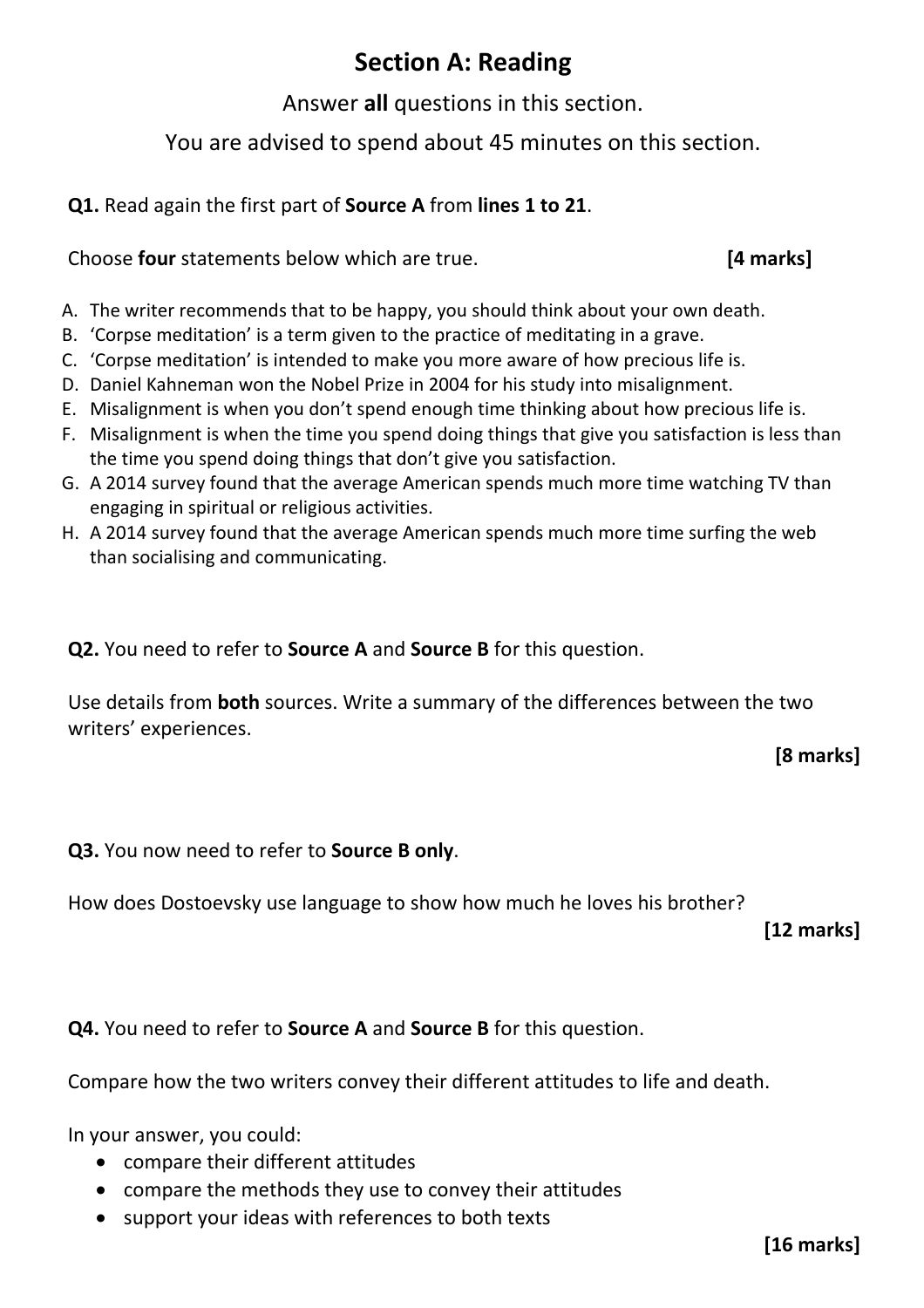# Section A: Reading

Answer **all** questions in this section.

You are advised to spend about 45 minutes on this section.

**Q1.** Read again the first part of **Source A** from **lines 1 to 21**.

Choose **four** statements below which are true. **[4 marks]**

A. The writer recommends that to be happy, you should think about your own death.
B. 'Corpse meditation' is a term given to the practice of meditating in a grave.
C. 'Corpse meditation' is intended to make you more aware of how precious life is.
D. Daniel Kahneman won the Nobel Prize in 2004 for his study into misalignment.
E. Misalignment is when you don't spend enough time thinking about how precious life is.
F. Misalignment is when the time you spend doing things that give you satisfaction is less than the time you spend doing things that don't give you satisfaction.
G. A 2014 survey found that the average American spends much more time watching TV than engaging in spiritual or religious activities.
H. A 2014 survey found that the average American spends much more time surfing the web than socialising and communicating.

**Q2.** You need to refer to **Source A** and **Source B** for this question.

Use details from **both** sources. Write a summary of the differences between the two writers' experiences.

**[8 marks]**

**Q3.** You now need to refer to **Source B only**.

How does Dostoevsky use language to show how much he loves his brother?

**[12 marks]**

**Q4.** You need to refer to **Source A** and **Source B** for this question.

Compare how the two writers convey their different attitudes to life and death.

In your answer, you could:

- compare their different attitudes
- compare the methods they use to convey their attitudes
- support your ideas with references to both texts

**[16 marks]**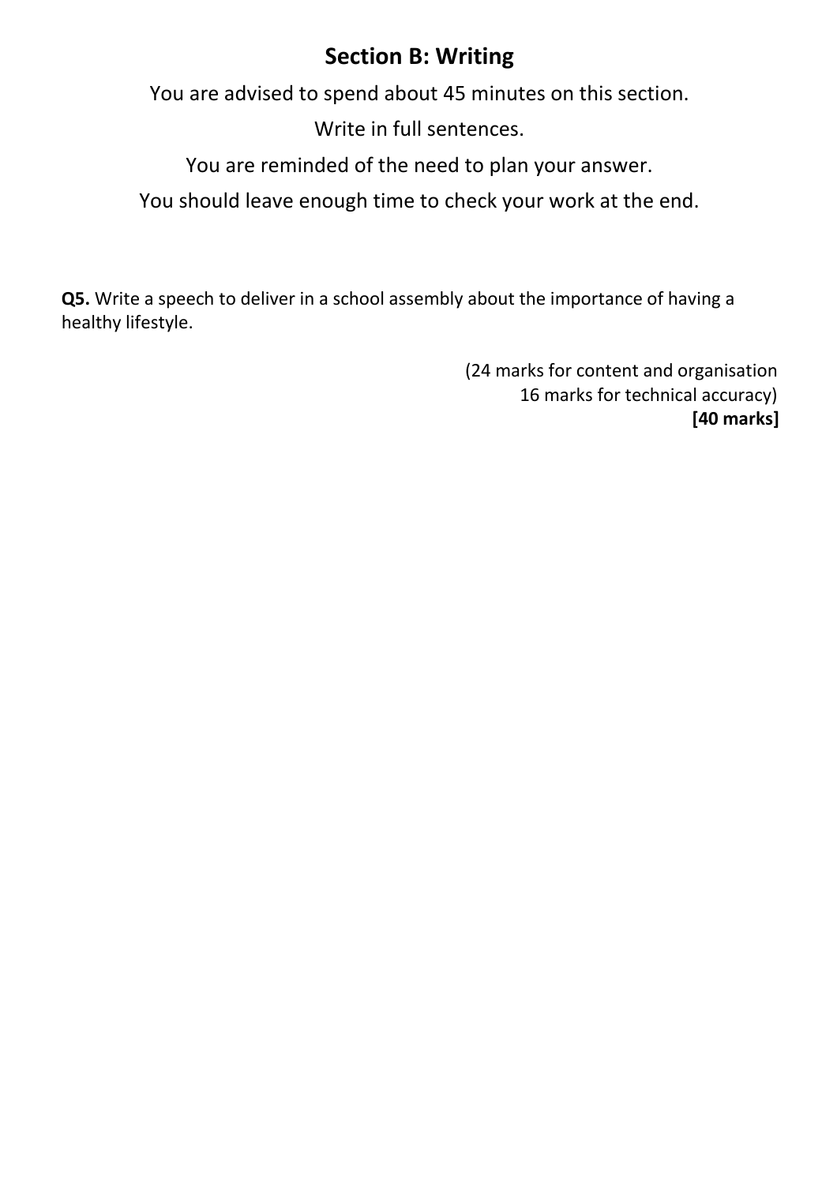## Section B: Writing

You are advised to spend about 45 minutes on this section.

Write in full sentences.

You are reminded of the need to plan your answer.

You should leave enough time to check your work at the end.

**Q5.** Write a speech to deliver in a school assembly about the importance of having a healthy lifestyle.

(24 marks for content and organisation
16 marks for technical accuracy)
**[40 marks]**